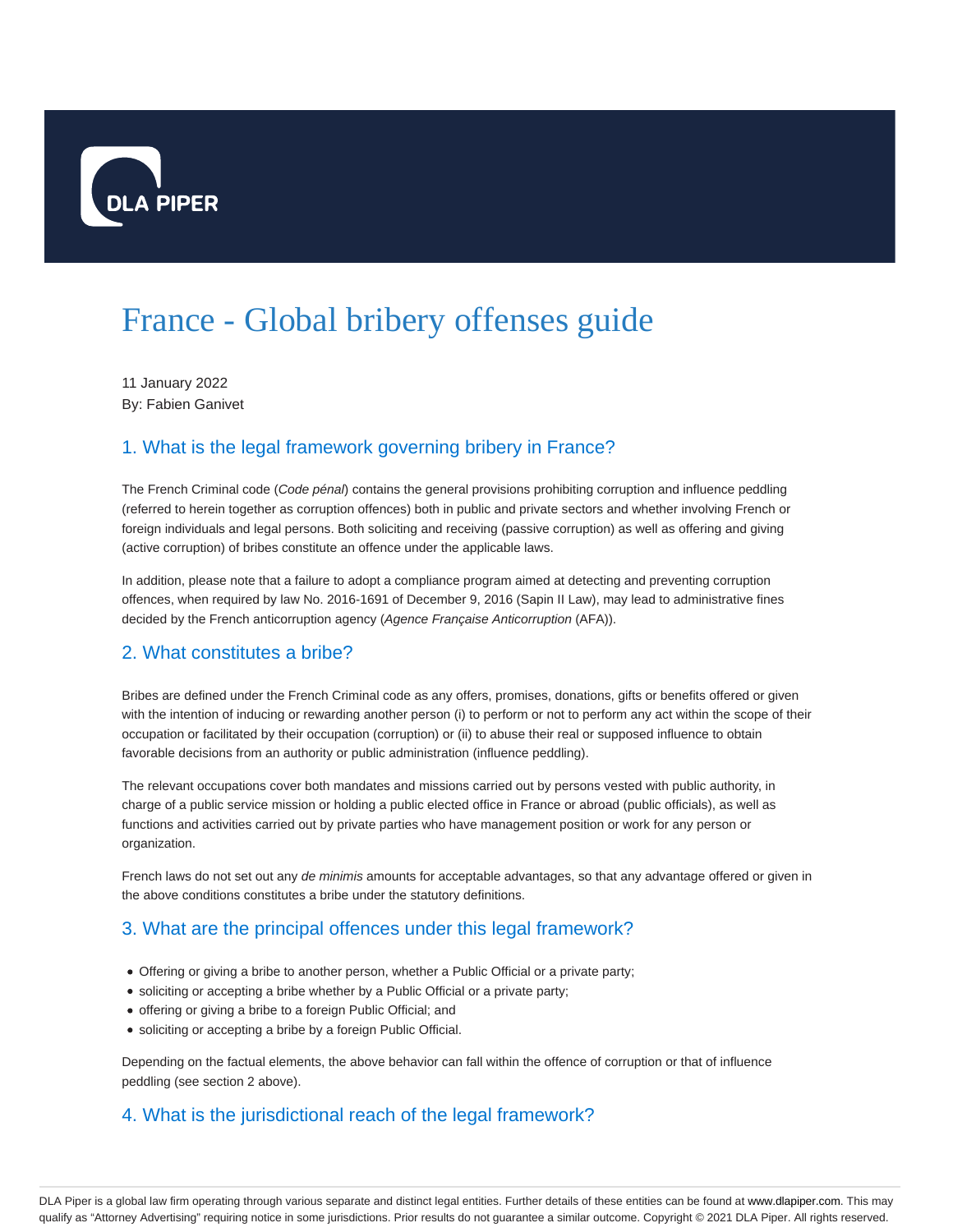# France - Global bribery offenses guide

11 January 2022
By: Fabien Ganivet

## 1. What is the legal framework governing bribery in France?

The French Criminal code (*Code pénal*) contains the general provisions prohibiting corruption and influence peddling (referred to herein together as corruption offences) both in public and private sectors and whether involving French or foreign individuals and legal persons. Both soliciting and receiving (passive corruption) as well as offering and giving (active corruption) of bribes constitute an offence under the applicable laws.

In addition, please note that a failure to adopt a compliance program aimed at detecting and preventing corruption offences, when required by law No. 2016-1691 of December 9, 2016 (Sapin II Law), may lead to administrative fines decided by the French anticorruption agency (*Agence Française Anticorruption* (AFA)).

## 2. What constitutes a bribe?

Bribes are defined under the French Criminal code as any offers, promises, donations, gifts or benefits offered or given with the intention of inducing or rewarding another person (i) to perform or not to perform any act within the scope of their occupation or facilitated by their occupation (corruption) or (ii) to abuse their real or supposed influence to obtain favorable decisions from an authority or public administration (influence peddling).

The relevant occupations cover both mandates and missions carried out by persons vested with public authority, in charge of a public service mission or holding a public elected office in France or abroad (public officials), as well as functions and activities carried out by private parties who have management position or work for any person or organization.

French laws do not set out any *de minimis* amounts for acceptable advantages, so that any advantage offered or given in the above conditions constitutes a bribe under the statutory definitions.

## 3. What are the principal offences under this legal framework?

- Offering or giving a bribe to another person, whether a Public Official or a private party;
- soliciting or accepting a bribe whether by a Public Official or a private party;
- offering or giving a bribe to a foreign Public Official; and
- soliciting or accepting a bribe by a foreign Public Official.

Depending on the factual elements, the above behavior can fall within the offence of corruption or that of influence peddling (see section 2 above).

## 4. What is the jurisdictional reach of the legal framework?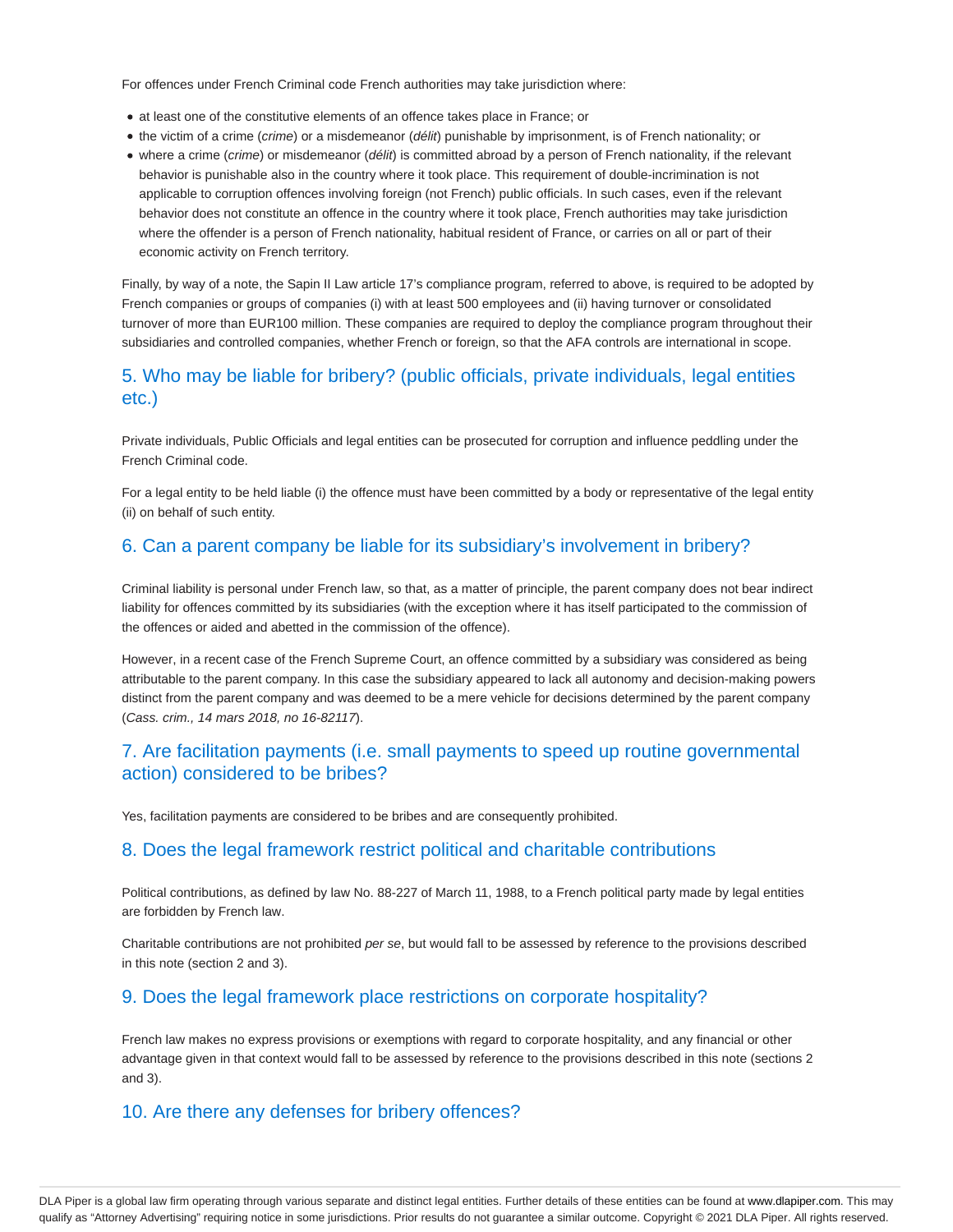For offences under French Criminal code French authorities may take jurisdiction where:

- at least one of the constitutive elements of an offence takes place in France; or
- the victim of a crime (*crime*) or a misdemeanor (*délit*) punishable by imprisonment, is of French nationality; or
- where a crime (*crime*) or misdemeanor (*délit*) is committed abroad by a person of French nationality, if the relevant behavior is punishable also in the country where it took place. This requirement of double-incrimination is not applicable to corruption offences involving foreign (not French) public officials. In such cases, even if the relevant behavior does not constitute an offence in the country where it took place, French authorities may take jurisdiction where the offender is a person of French nationality, habitual resident of France, or carries on all or part of their economic activity on French territory.

Finally, by way of a note, the Sapin II Law article 17's compliance program, referred to above, is required to be adopted by French companies or groups of companies (i) with at least 500 employees and (ii) having turnover or consolidated turnover of more than EUR100 million. These companies are required to deploy the compliance program throughout their subsidiaries and controlled companies, whether French or foreign, so that the AFA controls are international in scope.

## 5. Who may be liable for bribery? (public officials, private individuals, legal entities etc.)

Private individuals, Public Officials and legal entities can be prosecuted for corruption and influence peddling under the French Criminal code.

For a legal entity to be held liable (i) the offence must have been committed by a body or representative of the legal entity (ii) on behalf of such entity.

## 6. Can a parent company be liable for its subsidiary's involvement in bribery?

Criminal liability is personal under French law, so that, as a matter of principle, the parent company does not bear indirect liability for offences committed by its subsidiaries (with the exception where it has itself participated to the commission of the offences or aided and abetted in the commission of the offence).

However, in a recent case of the French Supreme Court, an offence committed by a subsidiary was considered as being attributable to the parent company. In this case the subsidiary appeared to lack all autonomy and decision-making powers distinct from the parent company and was deemed to be a mere vehicle for decisions determined by the parent company (*Cass. crim., 14 mars 2018, no 16-82117*).

## 7. Are facilitation payments (i.e. small payments to speed up routine governmental action) considered to be bribes?

Yes, facilitation payments are considered to be bribes and are consequently prohibited.

## 8. Does the legal framework restrict political and charitable contributions

Political contributions, as defined by law No. 88-227 of March 11, 1988, to a French political party made by legal entities are forbidden by French law.

Charitable contributions are not prohibited *per se*, but would fall to be assessed by reference to the provisions described in this note (section 2 and 3).

## 9. Does the legal framework place restrictions on corporate hospitality?

French law makes no express provisions or exemptions with regard to corporate hospitality, and any financial or other advantage given in that context would fall to be assessed by reference to the provisions described in this note (sections 2 and 3).

## 10. Are there any defenses for bribery offences?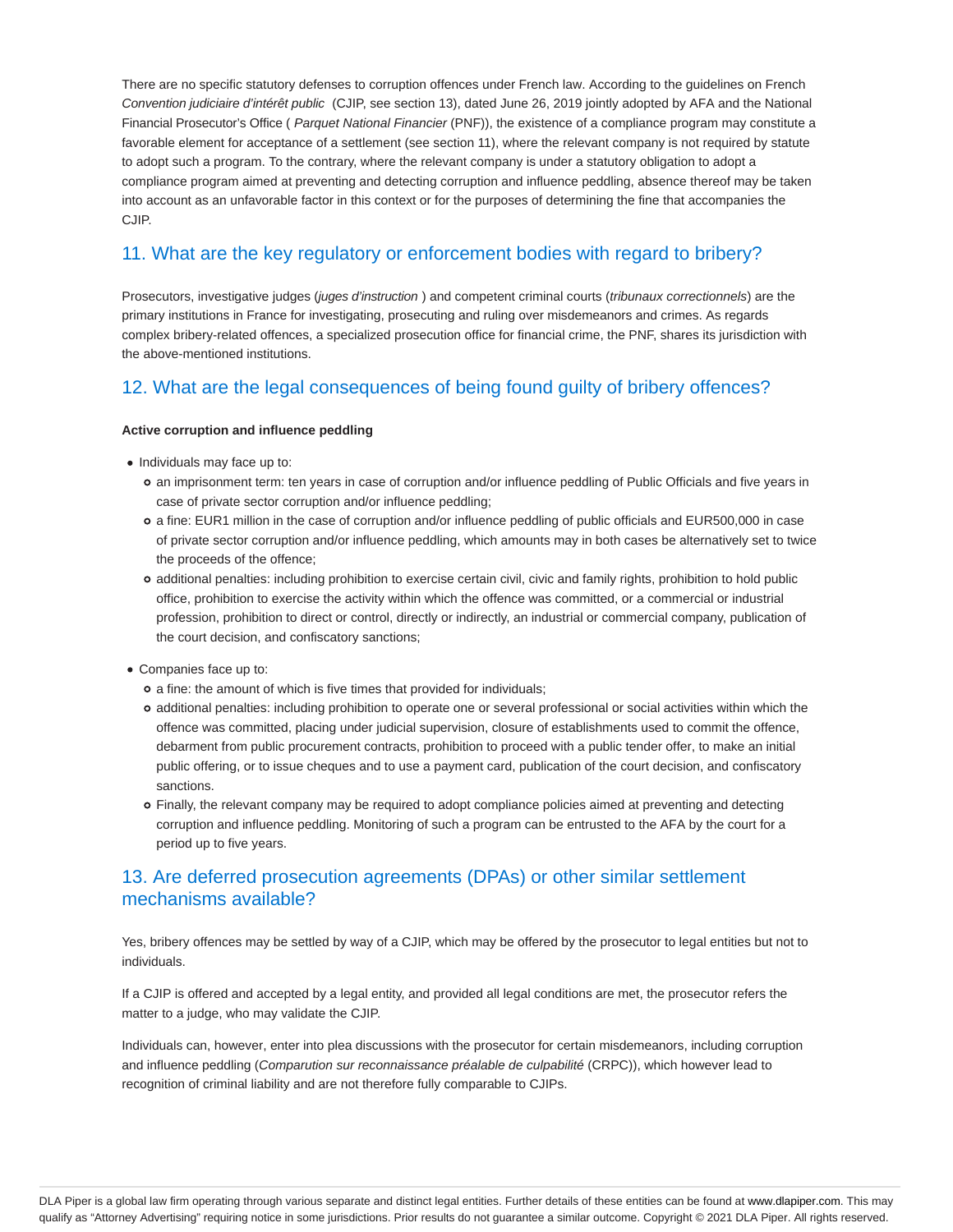There are no specific statutory defenses to corruption offences under French law. According to the guidelines on French *Convention judiciaire d'intérêt public* (CJIP, see section 13), dated June 26, 2019 jointly adopted by AFA and the National Financial Prosecutor's Office ( *Parquet National Financier* (PNF)), the existence of a compliance program may constitute a favorable element for acceptance of a settlement (see section 11), where the relevant company is not required by statute to adopt such a program. To the contrary, where the relevant company is under a statutory obligation to adopt a compliance program aimed at preventing and detecting corruption and influence peddling, absence thereof may be taken into account as an unfavorable factor in this context or for the purposes of determining the fine that accompanies the CJIP.

## 11. What are the key regulatory or enforcement bodies with regard to bribery?

Prosecutors, investigative judges (*juges d'instruction* ) and competent criminal courts (*tribunaux correctionnels*) are the primary institutions in France for investigating, prosecuting and ruling over misdemeanors and crimes. As regards complex bribery-related offences, a specialized prosecution office for financial crime, the PNF, shares its jurisdiction with the above-mentioned institutions.

## 12. What are the legal consequences of being found guilty of bribery offences?

**Active corruption and influence peddling**

- Individuals may face up to:
  - an imprisonment term: ten years in case of corruption and/or influence peddling of Public Officials and five years in case of private sector corruption and/or influence peddling;
  - a fine: EUR1 million in the case of corruption and/or influence peddling of public officials and EUR500,000 in case of private sector corruption and/or influence peddling, which amounts may in both cases be alternatively set to twice the proceeds of the offence;
  - additional penalties: including prohibition to exercise certain civil, civic and family rights, prohibition to hold public office, prohibition to exercise the activity within which the offence was committed, or a commercial or industrial profession, prohibition to direct or control, directly or indirectly, an industrial or commercial company, publication of the court decision, and confiscatory sanctions;
- Companies face up to:
  - a fine: the amount of which is five times that provided for individuals;
  - additional penalties: including prohibition to operate one or several professional or social activities within which the offence was committed, placing under judicial supervision, closure of establishments used to commit the offence, debarment from public procurement contracts, prohibition to proceed with a public tender offer, to make an initial public offering, or to issue cheques and to use a payment card, publication of the court decision, and confiscatory sanctions.
  - Finally, the relevant company may be required to adopt compliance policies aimed at preventing and detecting corruption and influence peddling. Monitoring of such a program can be entrusted to the AFA by the court for a period up to five years.

## 13. Are deferred prosecution agreements (DPAs) or other similar settlement mechanisms available?

Yes, bribery offences may be settled by way of a CJIP, which may be offered by the prosecutor to legal entities but not to individuals.

If a CJIP is offered and accepted by a legal entity, and provided all legal conditions are met, the prosecutor refers the matter to a judge, who may validate the CJIP.

Individuals can, however, enter into plea discussions with the prosecutor for certain misdemeanors, including corruption and influence peddling (*Comparution sur reconnaissance préalable de culpabilité* (CRPC)), which however lead to recognition of criminal liability and are not therefore fully comparable to CJIPs.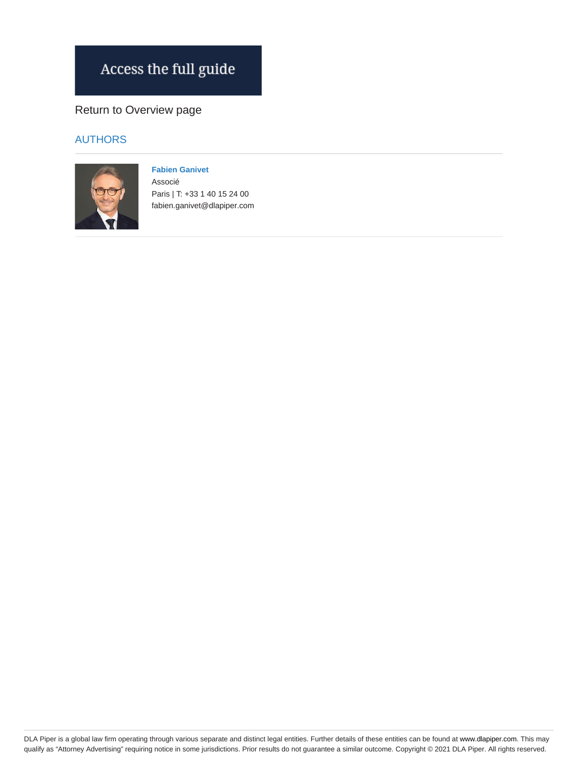Access the full guide

Return to Overview page

## AUTHORS

**Fabien Ganivet**
Associé
Paris | T: +33 1 40 15 24 00
fabien.ganivet@dlapiper.com

DLA Piper is a global law firm operating through various separate and distinct legal entities. Further details of these entities can be found at www.dlapiper.com. This may qualify as "Attorney Advertising" requiring notice in some jurisdictions. Prior results do not guarantee a similar outcome. Copyright © 2021 DLA Piper. All rights reserved.